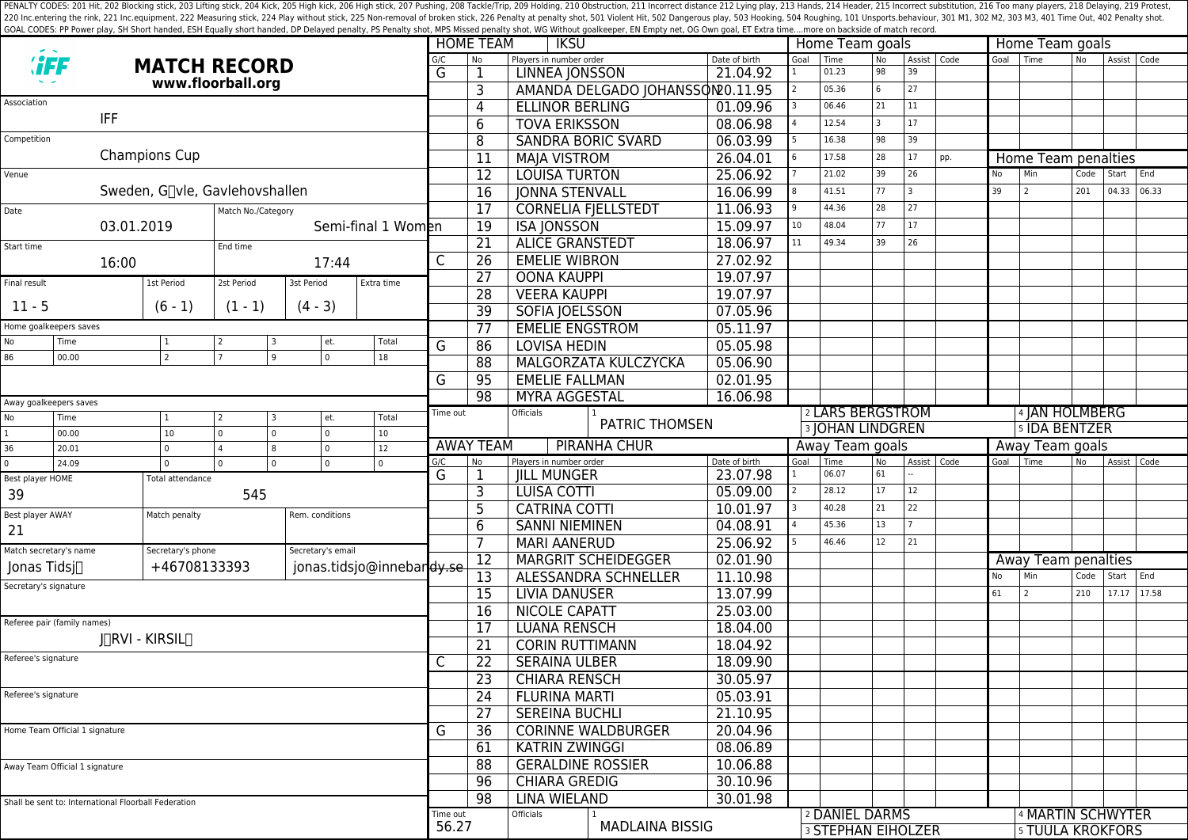PENALTY CODES: 201 Hit, 202 Blocking stick, 203 Lifting stick, 204 Kick, 205 High kick, 206 High stick, 207 Pushing, 208 Tackle/Trip, 209 Holding, 210 Obstruction, 211 Incorrect distance 212 Lying play, 213 Hands, 214 Header, 215 Incorrect substitution, 216 Too many players, 218 Delaying, 219 Protest, 220 Inc.entering the rink, 221 Inc.equipment, 222 Measuring stick, 224 Play without stick, 225 Non-removal of broken stick, 226 Penalty at penalty shot, 501 Violent Hit, 502 Dangerous play, 503 Hooking, 504 Roughing, 101 Unsports.behaviour, 301 M1, 302 M2, 303 M3, 401 Time Out, 402 Penalty shot.
GOAL CODES: PP Power play, SH Short handed, ESH Equally short handed, DP Delayed penalty, PS Penalty shot, MPS Missed penalty shot, WG Without goalkeeper, EN Empty net, OG Own goal, ET Extra time....more on backside of match record.

# MATCH RECORD

**www.floorball.org**

| Field | Value |
|---|---|
| Association | IFF |
| Competition | Champions Cup |
| Venue | Sweden, G�vle, Gavlehovshallen |
| Date | 03.01.2019 |
| Match No./Category | Semi-final 1 Women |
| Start time | 16:00 |
| End time | 17:44 |

| Final result | 1st Period | 2st Period | 3st Period | Extra time |
|---|---|---|---|---|
| 11 - 5 | (6 - 1) | (1 - 1) | (4 - 3) | |

Home goalkeepers saves

| No | Time | 1 | 2 | 3 | et. | Total |
|---|---|---|---|---|---|---|
| 86 | 00.00 | 2 | 7 | 9 | 0 | 18 |

Away goalkeepers saves

| No | Time | 1 | 2 | 3 | et. | Total |
|---|---|---|---|---|---|---|
| 1 | 00.00 | 10 | 0 | 0 | 0 | 10 |
| 36 | 20.01 | 0 | 4 | 8 | 0 | 12 |
| 0 | 24.09 | 0 | 0 | 0 | 0 | 0 |

| Best player HOME | Total attendance | |
|---|---|---|
| 39 | 545 | |

| Best player AWAY | Match penalty | Rem. conditions |
|---|---|---|
| 21 | | |

| Match secretary's name | Secretary's phone | Secretary's email |
|---|---|---|
| Jonas Tidsj� | +46708133393 | jonas.tidsjo@innebandy.se |

Secretary's signature

Referee pair (family names): J�RVI - KIRSIL�

Referee's signature

Referee's signature

Home Team Official 1 signature

Away Team Official 1 signature

Shall be sent to: International Floorball Federation

## HOME TEAM: IKSU

| G/C | No | Players in number order | Date of birth |
|---|---|---|---|
| G | 1 | LINNEA JONSSON | 21.04.92 |
| | 3 | AMANDA DELGADO JOHANSSON | 20.11.95 |
| | 4 | ELLINOR BERLING | 01.09.96 |
| | 6 | TOVA ERIKSSON | 08.06.98 |
| | 8 | SANDRA BORIC SVARD | 06.03.99 |
| | 11 | MAJA VISTROM | 26.04.01 |
| | 12 | LOUISA TURTON | 25.06.92 |
| | 16 | JONNA STENVALL | 16.06.99 |
| | 17 | CORNELIA FJELLSTEDT | 11.06.93 |
| | 19 | ISA JONSSON | 15.09.97 |
| | 21 | ALICE GRANSTEDT | 18.06.97 |
| C | 26 | EMELIE WIBRON | 27.02.92 |
| | 27 | OONA KAUPPI | 19.07.97 |
| | 28 | VEERA KAUPPI | 19.07.97 |
| | 39 | SOFIA JOELSSON | 07.05.96 |
| | 77 | EMELIE ENGSTROM | 05.11.97 |
| G | 86 | LOVISA HEDIN | 05.05.98 |
| | 88 | MALGORZATA KULCZYCKA | 05.06.90 |
| G | 95 | EMELIE FALLMAN | 02.01.95 |
| | 98 | MYRA AGGESTAL | 16.06.98 |

Time out:

Officials: 1 PATRIC THOMSEN, 2 LARS BERGSTROM, 3 JOHAN LINDGREN, 4 JAN HOLMBERG, 5 IDA BENTZER

### Home Team goals

| Goal | Time | No | Assist | Code |
|---|---|---|---|---|
| 1 | 01.23 | 98 | 39 | |
| 2 | 05.36 | 6 | 27 | |
| 3 | 06.46 | 21 | 11 | |
| 4 | 12.54 | 3 | 17 | |
| 5 | 16.38 | 98 | 39 | |
| 6 | 17.58 | 28 | 17 | pp. |
| 7 | 21.02 | 39 | 26 | |
| 8 | 41.51 | 77 | 3 | |
| 9 | 44.36 | 28 | 27 | |
| 10 | 48.04 | 77 | 17 | |
| 11 | 49.34 | 39 | 26 | |

### Home Team penalties

| No | Min | Code | Start | End |
|---|---|---|---|---|
| 39 | 2 | 201 | 04.33 | 06.33 |

## AWAY TEAM: PIRANHA CHUR

| G/C | No | Players in number order | Date of birth |
|---|---|---|---|
| G | 1 | JILL MUNGER | 23.07.98 |
| | 3 | LUISA COTTI | 05.09.00 |
| | 5 | CATRINA COTTI | 10.01.97 |
| | 6 | SANNI NIEMINEN | 04.08.91 |
| | 7 | MARI AANERUD | 25.06.92 |
| | 12 | MARGRIT SCHEIDEGGER | 02.01.90 |
| | 13 | ALESSANDRA SCHNELLER | 11.10.98 |
| | 15 | LIVIA DANUSER | 13.07.99 |
| | 16 | NICOLE CAPATT | 25.03.00 |
| | 17 | LUANA RENSCH | 18.04.00 |
| | 21 | CORIN RUTTIMANN | 18.04.92 |
| C | 22 | SERAINA ULBER | 18.09.90 |
| | 23 | CHIARA RENSCH | 30.05.97 |
| | 24 | FLURINA MARTI | 05.03.91 |
| | 27 | SEREINA BUCHLI | 21.10.95 |
| G | 36 | CORINNE WALDBURGER | 20.04.96 |
| | 61 | KATRIN ZWINGGI | 08.06.89 |
| | 88 | GERALDINE ROSSIER | 10.06.88 |
| | 96 | CHIARA GREDIG | 30.10.96 |
| | 98 | LINA WIELAND | 30.01.98 |

Time out: 56.27

Officials: 1 MADLAINA BISSIG, 2 DANIEL DARMS, 3 STEPHAN EIHOLZER, 4 MARTIN SCHWYTER, 5 TUULA KROKFORS

### Away Team goals

| Goal | Time | No | Assist | Code |
|---|---|---|---|---|
| 1 | 06.07 | 61 | -- | |
| 2 | 28.12 | 17 | 12 | |
| 3 | 40.28 | 21 | 22 | |
| 4 | 45.36 | 13 | 7 | |
| 5 | 46.46 | 12 | 21 | |

### Away Team penalties

| No | Min | Code | Start | End |
|---|---|---|---|---|
| 61 | 2 | 210 | 17.17 | 17.58 |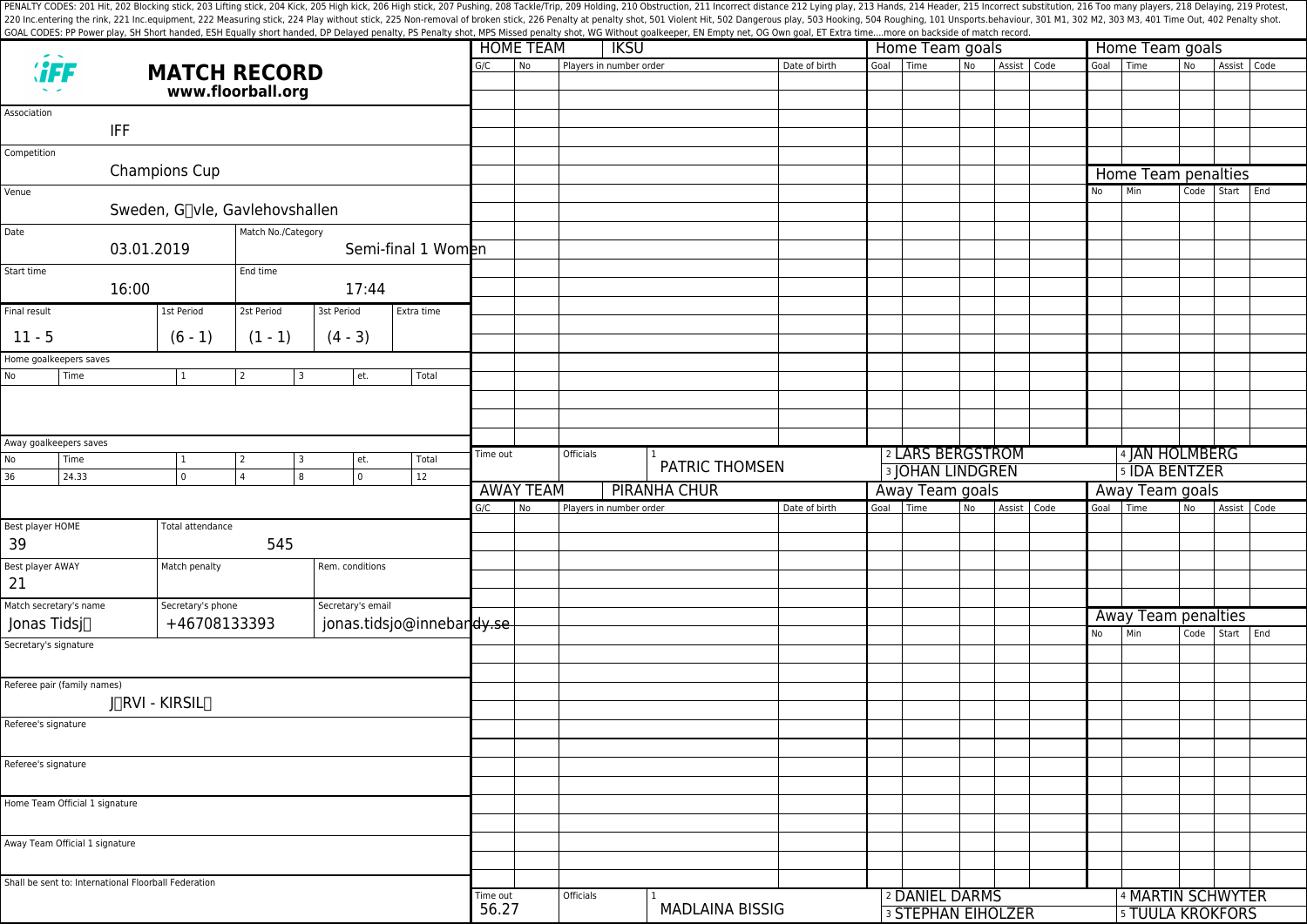PENALTY CODES: 201 Hit, 202 Blocking stick, 203 Lifting stick, 204 Kick, 205 High kick, 206 High stick, 207 Pushing, 208 Tackle/Trip, 209 Holding, 210 Obstruction, 211 Incorrect distance 212 Lying play, 213 Hands, 214 Header, 215 Incorrect substitution, 216 Too many players, 218 Delaying, 219 Protest, 220 Inc.entering the rink, 221 Inc.equipment, 222 Measuring stick, 224 Play without stick, 225 Non-removal of broken stick, 226 Penalty at penalty shot, 501 Violent Hit, 502 Dangerous play, 503 Hooking, 504 Roughing, 101 Unsports.behaviour, 301 M1, 302 M2, 303 M3, 401 Time Out, 402 Penalty shot.
GOAL CODES: PP Power play, SH Short handed, ESH Equally short handed, DP Delayed penalty, PS Penalty shot, MPS Missed penalty shot, WG Without goalkeeper, EN Empty net, OG Own goal, ET Extra time....more on backside of match record.

# MATCH RECORD

**www.floorball.org**

| | |
|---|---|
| Association | IFF |
| Competition | Champions Cup |
| Venue | Sweden, G�vle, Gavlehovshallen |
| Date | 03.01.2019 |
| Match No./Category | Semi-final 1 Women |
| Start time | 16:00 |
| End time | 17:44 |

| Final result | 1st Period | 2st Period | 3st Period | Extra time |
|---|---|---|---|---|
| 11 - 5 | (6 - 1) | (1 - 1) | (4 - 3) | |

Home goalkeepers saves

| No | Time | 1 | 2 | 3 | et. | Total |
|---|---|---|---|---|---|---|
| | | | | | | |

Away goalkeepers saves

| No | Time | 1 | 2 | 3 | et. | Total |
|---|---|---|---|---|---|---|
| 36 | 24.33 | 0 | 4 | 8 | 0 | 12 |

| | |
|---|---|
| Best player HOME | 39 |
| Best player AWAY | 21 |
| Total attendance | 545 |
| Match penalty | |
| Rem. conditions | |
| Match secretary's name | Jonas Tidsj� |
| Secretary's phone | +46708133393 |
| Secretary's email | jonas.tidsjo@innebandy.se |
| Secretary's signature | |
| Referee pair (family names) | J�RVI - KIRSIL� |
| Referee's signature | |
| Referee's signature | |
| Home Team Official 1 signature | |
| Away Team Official 1 signature | |

Shall be sent to: International Floorball Federation

## HOME TEAM IKSU

| G/C | No | Players in number order | Date of birth |
|---|---|---|---|
| | | | |

Home Team goals

| Goal | Time | No | Assist | Code |
|---|---|---|---|---|
| | | | | |

Home Team penalties

| No | Min | Code | Start | End |
|---|---|---|---|---|
| | | | | |

Time out:

Officials: 1 PATRIC THOMSEN, 2 LARS BERGSTROM, 3 JOHAN LINDGREN, 4 JAN HOLMBERG, 5 IDA BENTZER

## AWAY TEAM PIRANHA CHUR

| G/C | No | Players in number order | Date of birth |
|---|---|---|---|
| | | | |

Away Team goals

| Goal | Time | No | Assist | Code |
|---|---|---|---|---|
| | | | | |

Away Team penalties

| No | Min | Code | Start | End |
|---|---|---|---|---|
| | | | | |

Time out: 56.27

Officials: 1 MADLAINA BISSIG, 2 DANIEL DARMS, 3 STEPHAN EIHOLZER, 4 MARTIN SCHWYTER, 5 TUULA KROKFORS